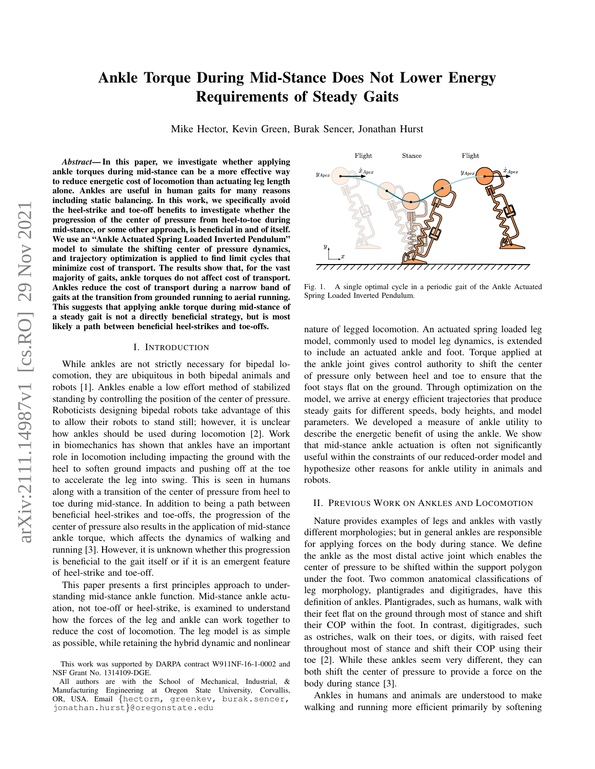# Ankle Torque During Mid-Stance Does Not Lower Energy Requirements of Steady Gaits

Mike Hector, Kevin Green, Burak Sencer, Jonathan Hurst

***Abstract*— In this paper, we investigate whether applying ankle torques during mid-stance can be a more effective way to reduce energetic cost of locomotion than actuating leg length alone. Ankles are useful in human gaits for many reasons including static balancing. In this work, we specifically avoid the heel-strike and toe-off benefits to investigate whether the progression of the center of pressure from heel-to-toe during mid-stance, or some other approach, is beneficial in and of itself. We use an "Ankle Actuated Spring Loaded Inverted Pendulum" model to simulate the shifting center of pressure dynamics, and trajectory optimization is applied to find limit cycles that minimize cost of transport. The results show that, for the vast majority of gaits, ankle torques do not affect cost of transport. Ankles reduce the cost of transport during a narrow band of gaits at the transition from grounded running to aerial running. This suggests that applying ankle torque during mid-stance of a steady gait is not a directly beneficial strategy, but is most likely a path between beneficial heel-strikes and toe-offs.**

Fig. 1. A single optimal cycle in a periodic gait of the Ankle Actuated Spring Loaded Inverted Pendulum.

## I. Introduction

While ankles are not strictly necessary for bipedal locomotion, they are ubiquitous in both bipedal animals and robots [1]. Ankles enable a low effort method of stabilized standing by controlling the position of the center of pressure. Roboticists designing bipedal robots take advantage of this to allow their robots to stand still; however, it is unclear how ankles should be used during locomotion [2]. Work in biomechanics has shown that ankles have an important role in locomotion including impacting the ground with the heel to soften ground impacts and pushing off at the toe to accelerate the leg into swing. This is seen in humans along with a transition of the center of pressure from heel to toe during mid-stance. In addition to being a path between beneficial heel-strikes and toe-offs, the progression of the center of pressure also results in the application of mid-stance ankle torque, which affects the dynamics of walking and running [3]. However, it is unknown whether this progression is beneficial to the gait itself or if it is an emergent feature of heel-strike and toe-off.

This paper presents a first principles approach to understanding mid-stance ankle function. Mid-stance ankle actuation, not toe-off or heel-strike, is examined to understand how the forces of the leg and ankle can work together to reduce the cost of locomotion. The leg model is as simple as possible, while retaining the hybrid dynamic and nonlinear nature of legged locomotion. An actuated spring loaded leg model, commonly used to model leg dynamics, is extended to include an actuated ankle and foot. Torque applied at the ankle joint gives control authority to shift the center of pressure only between heel and toe to ensure that the foot stays flat on the ground. Through optimization on the model, we arrive at energy efficient trajectories that produce steady gaits for different speeds, body heights, and model parameters. We developed a measure of ankle utility to describe the energetic benefit of using the ankle. We show that mid-stance ankle actuation is often not significantly useful within the constraints of our reduced-order model and hypothesize other reasons for ankle utility in animals and robots.

## II. Previous Work on Ankles and Locomotion

Nature provides examples of legs and ankles with vastly different morphologies; but in general ankles are responsible for applying forces on the body during stance. We define the ankle as the most distal active joint which enables the center of pressure to be shifted within the support polygon under the foot. Two common anatomical classifications of leg morphology, plantigrades and digitigrades, have this definition of ankles. Plantigrades, such as humans, walk with their feet flat on the ground through most of stance and shift their COP within the foot. In contrast, digitigrades, such as ostriches, walk on their toes, or digits, with raised feet throughout most of stance and shift their COP using their toe [2]. While these ankles seem very different, they can both shift the center of pressure to provide a force on the body during stance [3].

Ankles in humans and animals are understood to make walking and running more efficient primarily by softening

This work was supported by DARPA contract W911NF-16-1-0002 and NSF Grant No. 1314109-DGE.

All authors are with the School of Mechanical, Industrial, & Manufacturing Engineering at Oregon State University, Corvallis, OR, USA. Email {hectorm, greenkev, burak.sencer, jonathan.hurst}@oregonstate.edu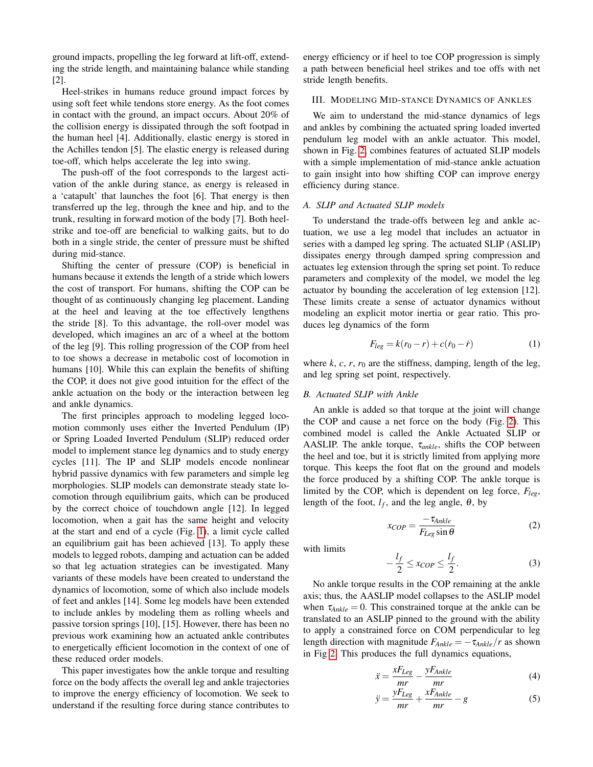ground impacts, propelling the leg forward at lift-off, extending the stride length, and maintaining balance while standing [2].

Heel-strikes in humans reduce ground impact forces by using soft feet while tendons store energy. As the foot comes in contact with the ground, an impact occurs. About 20% of the collision energy is dissipated through the soft footpad in the human heel [4]. Additionally, elastic energy is stored in the Achilles tendon [5]. The elastic energy is released during toe-off, which helps accelerate the leg into swing.

The push-off of the foot corresponds to the largest activation of the ankle during stance, as energy is released in a 'catapult' that launches the foot [6]. That energy is then transferred up the leg, through the knee and hip, and to the trunk, resulting in forward motion of the body [7]. Both heel-strike and toe-off are beneficial to walking gaits, but to do both in a single stride, the center of pressure must be shifted during mid-stance.

Shifting the center of pressure (COP) is beneficial in humans because it extends the length of a stride which lowers the cost of transport. For humans, shifting the COP can be thought of as continuously changing leg placement. Landing at the heel and leaving at the toe effectively lengthens the stride [8]. To this advantage, the roll-over model was developed, which imagines an arc of a wheel at the bottom of the leg [9]. This rolling progression of the COP from heel to toe shows a decrease in metabolic cost of locomotion in humans [10]. While this can explain the benefits of shifting the COP, it does not give good intuition for the effect of the ankle actuation on the body or the interaction between leg and ankle dynamics.

The first principles approach to modeling legged locomotion commonly uses either the Inverted Pendulum (IP) or Spring Loaded Inverted Pendulum (SLIP) reduced order model to implement stance leg dynamics and to study energy cycles [11]. The IP and SLIP models encode nonlinear hybrid passive dynamics with few parameters and simple leg morphologies. SLIP models can demonstrate steady state locomotion through equilibrium gaits, which can be produced by the correct choice of touchdown angle [12]. In legged locomotion, when a gait has the same height and velocity at the start and end of a cycle (Fig. 1), a limit cycle called an equilibrium gait has been achieved [13]. To apply these models to legged robots, damping and actuation can be added so that leg actuation strategies can be investigated. Many variants of these models have been created to understand the dynamics of locomotion, some of which also include models of feet and ankles [14]. Some leg models have been extended to include ankles by modeling them as rolling wheels and passive torsion springs [10], [15]. However, there has been no previous work examining how an actuated ankle contributes to energetically efficient locomotion in the context of one of these reduced order models.

This paper investigates how the ankle torque and resulting force on the body affects the overall leg and ankle trajectories to improve the energy efficiency of locomotion. We seek to understand if the resulting force during stance contributes to energy efficiency or if heel to toe COP progression is simply a path between beneficial heel strikes and toe offs with net stride length benefits.

## III. Modeling Mid-stance Dynamics of Ankles

We aim to understand the mid-stance dynamics of legs and ankles by combining the actuated spring loaded inverted pendulum leg model with an ankle actuator. This model, shown in Fig. 2, combines features of actuated SLIP models with a simple implementation of mid-stance ankle actuation to gain insight into how shifting COP can improve energy efficiency during stance.

### *A. SLIP and Actuated SLIP models*

To understand the trade-offs between leg and ankle actuation, we use a leg model that includes an actuator in series with a damped leg spring. The actuated SLIP (ASLIP) dissipates energy through damped spring compression and actuates leg extension through the spring set point. To reduce parameters and complexity of the model, we model the leg actuator by bounding the acceleration of leg extension [12]. These limits create a sense of actuator dynamics without modeling an explicit motor inertia or gear ratio. This produces leg dynamics of the form

$$F_{leg} = k(r_0 - r) + c(\dot{r}_0 - \dot{r}) \tag{1}$$

where $k$, $c$, $r$, $r_0$ are the stiffness, damping, length of the leg, and leg spring set point, respectively.

### *B. Actuated SLIP with Ankle*

An ankle is added so that torque at the joint will change the COP and cause a net force on the body (Fig. 2). This combined model is called the Ankle Actuated SLIP or AASLIP. The ankle torque, $\tau_{ankle}$, shifts the COP between the heel and toe, but it is strictly limited from applying more torque. This keeps the foot flat on the ground and models the force produced by a shifting COP. The ankle torque is limited by the COP, which is dependent on leg force, $F_{leg}$, length of the foot, $l_f$, and the leg angle, $\theta$, by

$$x_{COP} = \frac{-\tau_{Ankle}}{F_{Leg}\sin\theta} \tag{2}$$

with limits

$$-\frac{l_f}{2} \leq x_{COP} \leq \frac{l_f}{2}. \tag{3}$$

No ankle torque results in the COP remaining at the ankle axis; thus, the AASLIP model collapses to the ASLIP model when $\tau_{Ankle} = 0$. This constrained torque at the ankle can be translated to an ASLIP pinned to the ground with the ability to apply a constrained force on COM perpendicular to leg length direction with magnitude $F_{Ankle} = -\tau_{Ankle}/r$ as shown in Fig 2. This produces the full dynamics equations,

$$\ddot{x} = \frac{xF_{Leg}}{mr} - \frac{yF_{Ankle}}{mr} \tag{4}$$

$$\ddot{y} = \frac{yF_{Leg}}{mr} + \frac{xF_{Ankle}}{mr} - g \tag{5}$$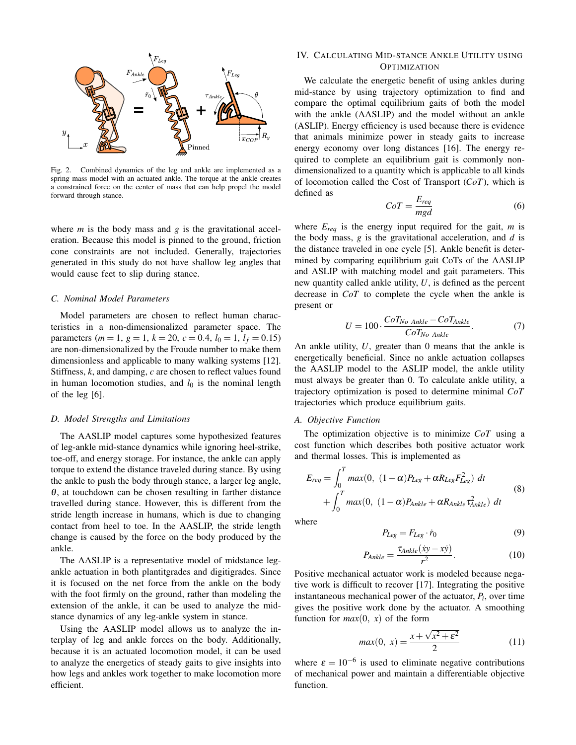Fig. 2. Combined dynamics of the leg and ankle are implemented as a spring mass model with an actuated ankle. The torque at the ankle creates a constrained force on the center of mass that can help propel the model forward through stance.

where $m$ is the body mass and $g$ is the gravitational acceleration. Because this model is pinned to the ground, friction cone constraints are not included. Generally, trajectories generated in this study do not have shallow leg angles that would cause feet to slip during stance.

### C. Nominal Model Parameters

Model parameters are chosen to reflect human characteristics in a non-dimensionalized parameter space. The parameters ($m = 1$, $g = 1$, $k = 20$, $c = 0.4$, $l_0 = 1$, $l_f = 0.15$) are non-dimensionalized by the Froude number to make them dimensionless and applicable to many walking systems [12]. Stiffness, $k$, and damping, $c$ are chosen to reflect values found in human locomotion studies, and $l_0$ is the nominal length of the leg [6].

### D. Model Strengths and Limitations

The AASLIP model captures some hypothesized features of leg-ankle mid-stance dynamics while ignoring heel-strike, toe-off, and energy storage. For instance, the ankle can apply torque to extend the distance traveled during stance. By using the ankle to push the body through stance, a larger leg angle, $\theta$, at touchdown can be chosen resulting in farther distance travelled during stance. However, this is different from the stride length increase in humans, which is due to changing contact from heel to toe. In the AASLIP, the stride length change is caused by the force on the body produced by the ankle.

The AASLIP is a representative model of midstance leg-ankle actuation in both plantitgrades and digitigrades. Since it is focused on the net force from the ankle on the body with the foot firmly on the ground, rather than modeling the extension of the ankle, it can be used to analyze the mid-stance dynamics of any leg-ankle system in stance.

Using the AASLIP model allows us to analyze the interplay of leg and ankle forces on the body. Additionally, because it is an actuated locomotion model, it can be used to analyze the energetics of steady gaits to give insights into how legs and ankles work together to make locomotion more efficient.

## IV. Calculating Mid-stance Ankle Utility using Optimization

We calculate the energetic benefit of using ankles during mid-stance by using trajectory optimization to find and compare the optimal equilibrium gaits of both the model with the ankle (AASLIP) and the model without an ankle (ASLIP). Energy efficiency is used because there is evidence that animals minimize power in steady gaits to increase energy economy over long distances [16]. The energy required to complete an equilibrium gait is commonly non-dimensionalized to a quantity which is applicable to all kinds of locomotion called the Cost of Transport ($CoT$), which is defined as

$$CoT = \frac{E_{req}}{mgd} \tag{6}$$

where $E_{req}$ is the energy input required for the gait, $m$ is the body mass, $g$ is the gravitational acceleration, and $d$ is the distance traveled in one cycle [5]. Ankle benefit is determined by comparing equilibrium gait CoTs of the AASLIP and ASLIP with matching model and gait parameters. This new quantity called ankle utility, $U$, is defined as the percent decrease in $CoT$ to complete the cycle when the ankle is present or

$$U = 100 \cdot \frac{CoT_{No\ Ankle} - CoT_{Ankle}}{CoT_{No\ Ankle}}. \tag{7}$$

An ankle utility, $U$, greater than 0 means that the ankle is energetically beneficial. Since no ankle actuation collapses the AASLIP model to the ASLIP model, the ankle utility must always be greater than 0. To calculate ankle utility, a trajectory optimization is posed to determine minimal $CoT$ trajectories which produce equilibrium gaits.

### A. Objective Function

The optimization objective is to minimize $CoT$ using a cost function which describes both positive actuator work and thermal losses. This is implemented as

$$\begin{aligned} E_{req} = &\int_0^T max(0,\ (1-\alpha)P_{Leg} + \alpha R_{Leg} F_{Leg}^2)\ dt \\ &+ \int_0^T max(0,\ (1-\alpha)P_{Ankle} + \alpha R_{Ankle} \tau_{Ankle}^2)\ dt \end{aligned} \tag{8}$$

where

$$P_{Leg} = F_{Leg} \cdot \dot{r}_0 \tag{9}$$

$$P_{Ankle} = \frac{\tau_{Ankle}(\dot{x}y - x\dot{y})}{r^2}. \tag{10}$$

Positive mechanical actuator work is modeled because negative work is difficult to recover [17]. Integrating the positive instantaneous mechanical power of the actuator, $P_i$, over time gives the positive work done by the actuator. A smoothing function for $max(0,\ x)$ of the form

$$max(0,\ x) = \frac{x + \sqrt{x^2 + \varepsilon^2}}{2} \tag{11}$$

where $\varepsilon = 10^{-6}$ is used to eliminate negative contributions of mechanical power and maintain a differentiable objective function.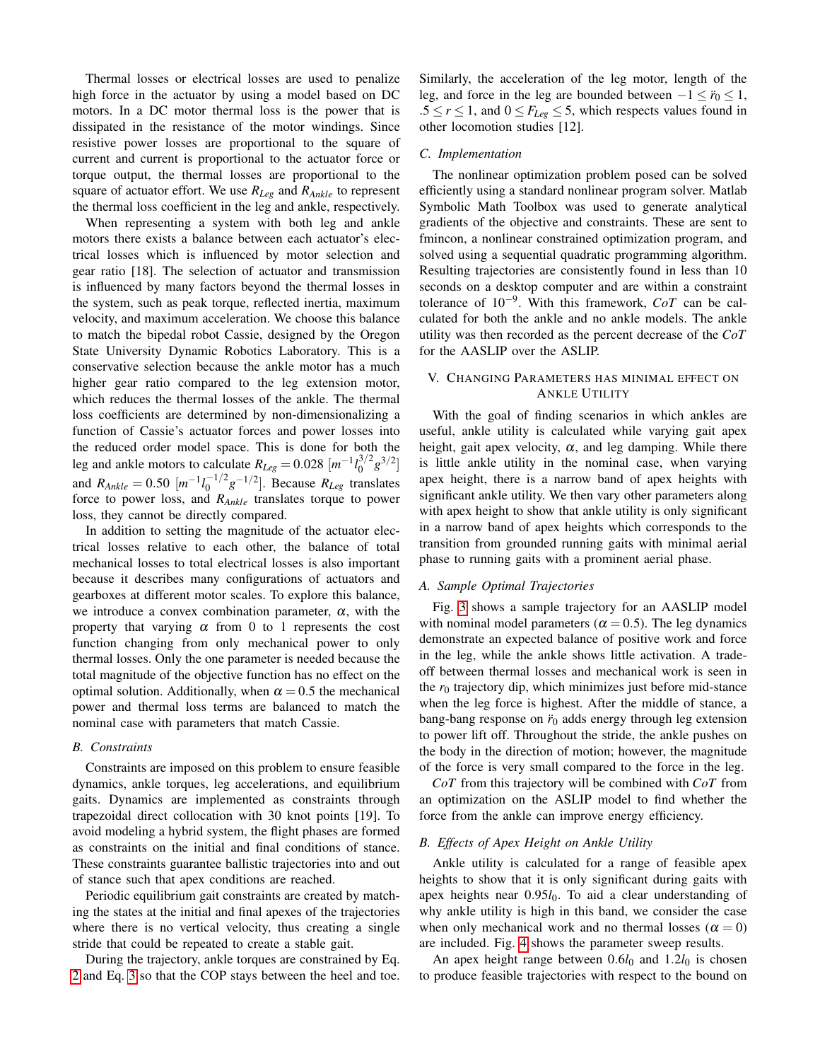Thermal losses or electrical losses are used to penalize high force in the actuator by using a model based on DC motors. In a DC motor thermal loss is the power that is dissipated in the resistance of the motor windings. Since resistive power losses are proportional to the square of current and current is proportional to the actuator force or torque output, the thermal losses are proportional to the square of actuator effort. We use $R_{Leg}$ and $R_{Ankle}$ to represent the thermal loss coefficient in the leg and ankle, respectively.

When representing a system with both leg and ankle motors there exists a balance between each actuator's electrical losses which is influenced by motor selection and gear ratio [18]. The selection of actuator and transmission is influenced by many factors beyond the thermal losses in the system, such as peak torque, reflected inertia, maximum velocity, and maximum acceleration. We choose this balance to match the bipedal robot Cassie, designed by the Oregon State University Dynamic Robotics Laboratory. This is a conservative selection because the ankle motor has a much higher gear ratio compared to the leg extension motor, which reduces the thermal losses of the ankle. The thermal loss coefficients are determined by non-dimensionalizing a function of Cassie's actuator forces and power losses into the reduced order model space. This is done for both the leg and ankle motors to calculate $R_{Leg} = 0.028$ $[m^{-1} l_0^{3/2} g^{3/2}]$ and $R_{Ankle} = 0.50$ $[m^{-1} l_0^{-1/2} g^{-1/2}]$. Because $R_{Leg}$ translates force to power loss, and $R_{Ankle}$ translates torque to power loss, they cannot be directly compared.

In addition to setting the magnitude of the actuator electrical losses relative to each other, the balance of total mechanical losses to total electrical losses is also important because it describes many configurations of actuators and gearboxes at different motor scales. To explore this balance, we introduce a convex combination parameter, $\alpha$, with the property that varying $\alpha$ from 0 to 1 represents the cost function changing from only mechanical power to only thermal losses. Only the one parameter is needed because the total magnitude of the objective function has no effect on the optimal solution. Additionally, when $\alpha = 0.5$ the mechanical power and thermal loss terms are balanced to match the nominal case with parameters that match Cassie.

### B. Constraints

Constraints are imposed on this problem to ensure feasible dynamics, ankle torques, leg accelerations, and equilibrium gaits. Dynamics are implemented as constraints through trapezoidal direct collocation with 30 knot points [19]. To avoid modeling a hybrid system, the flight phases are formed as constraints on the initial and final conditions of stance. These constraints guarantee ballistic trajectories into and out of stance such that apex conditions are reached.

Periodic equilibrium gait constraints are created by matching the states at the initial and final apexes of the trajectories where there is no vertical velocity, thus creating a single stride that could be repeated to create a stable gait.

During the trajectory, ankle torques are constrained by Eq. 2 and Eq. 3 so that the COP stays between the heel and toe. Similarly, the acceleration of the leg motor, length of the leg, and force in the leg are bounded between $-1 \leq \ddot{r}_0 \leq 1$, $.5 \leq r \leq 1$, and $0 \leq F_{Leg} \leq 5$, which respects values found in other locomotion studies [12].

### C. Implementation

The nonlinear optimization problem posed can be solved efficiently using a standard nonlinear program solver. Matlab Symbolic Math Toolbox was used to generate analytical gradients of the objective and constraints. These are sent to fmincon, a nonlinear constrained optimization program, and solved using a sequential quadratic programming algorithm. Resulting trajectories are consistently found in less than 10 seconds on a desktop computer and are within a constraint tolerance of $10^{-9}$. With this framework, $CoT$ can be calculated for both the ankle and no ankle models. The ankle utility was then recorded as the percent decrease of the $CoT$ for the AASLIP over the ASLIP.

## V. Changing Parameters has minimal effect on Ankle Utility

With the goal of finding scenarios in which ankles are useful, ankle utility is calculated while varying gait apex height, gait apex velocity, $\alpha$, and leg damping. While there is little ankle utility in the nominal case, when varying apex height, there is a narrow band of apex heights with significant ankle utility. We then vary other parameters along with apex height to show that ankle utility is only significant in a narrow band of apex heights which corresponds to the transition from grounded running gaits with minimal aerial phase to running gaits with a prominent aerial phase.

### A. Sample Optimal Trajectories

Fig. 3 shows a sample trajectory for an AASLIP model with nominal model parameters ($\alpha = 0.5$). The leg dynamics demonstrate an expected balance of positive work and force in the leg, while the ankle shows little activation. A tradeoff between thermal losses and mechanical work is seen in the $r_0$ trajectory dip, which minimizes just before mid-stance when the leg force is highest. After the middle of stance, a bang-bang response on $\ddot{r}_0$ adds energy through leg extension to power lift off. Throughout the stride, the ankle pushes on the body in the direction of motion; however, the magnitude of the force is very small compared to the force in the leg.

$CoT$ from this trajectory will be combined with $CoT$ from an optimization on the ASLIP model to find whether the force from the ankle can improve energy efficiency.

### B. Effects of Apex Height on Ankle Utility

Ankle utility is calculated for a range of feasible apex heights to show that it is only significant during gaits with apex heights near $0.95 l_0$. To aid a clear understanding of why ankle utility is high in this band, we consider the case when only mechanical work and no thermal losses ($\alpha = 0$) are included. Fig. 4 shows the parameter sweep results.

An apex height range between $0.6 l_0$ and $1.2 l_0$ is chosen to produce feasible trajectories with respect to the bound on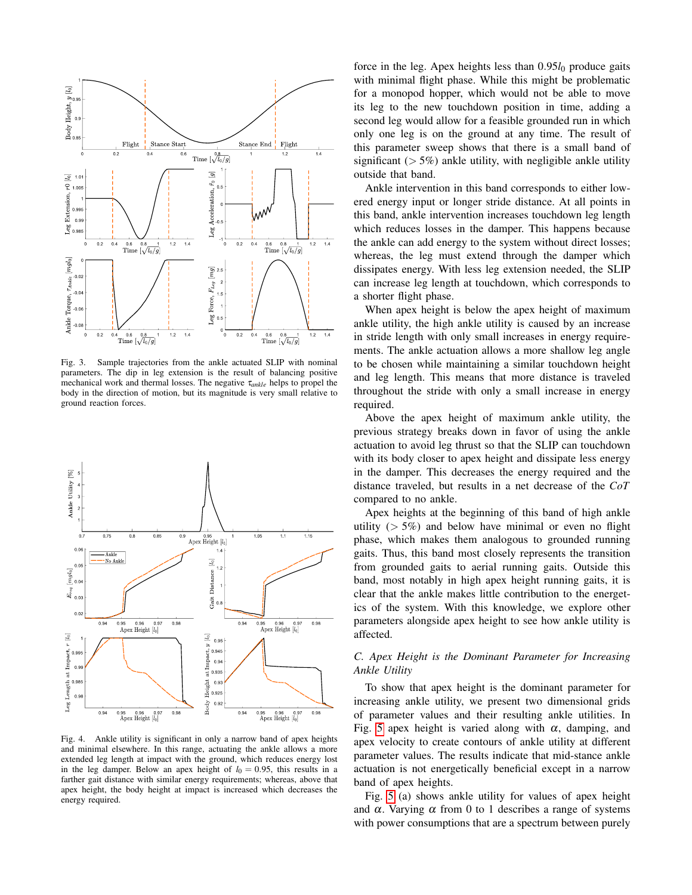Fig. 3. Sample trajectories from the ankle actuated SLIP with nominal parameters. The dip in leg extension is the result of balancing positive mechanical work and thermal losses. The negative $\tau_{ankle}$ helps to propel the body in the direction of motion, but its magnitude is very small relative to ground reaction forces.

Fig. 4. Ankle utility is significant in only a narrow band of apex heights and minimal elsewhere. In this range, actuating the ankle allows a more extended leg length at impact with the ground, which reduces energy lost in the leg damper. Below an apex height of $l_0 = 0.95$, this results in a farther gait distance with similar energy requirements; whereas, above that apex height, the body height at impact is increased which decreases the energy required.

force in the leg. Apex heights less than $0.95l_0$ produce gaits with minimal flight phase. While this might be problematic for a monopod hopper, which would not be able to move its leg to the new touchdown position in time, adding a second leg would allow for a feasible grounded run in which only one leg is on the ground at any time. The result of this parameter sweep shows that there is a small band of significant ($> 5\%$) ankle utility, with negligible ankle utility outside that band.

Ankle intervention in this band corresponds to either lowered energy input or longer stride distance. At all points in this band, ankle intervention increases touchdown leg length which reduces losses in the damper. This happens because the ankle can add energy to the system without direct losses; whereas, the leg must extend through the damper which dissipates energy. With less leg extension needed, the SLIP can increase leg length at touchdown, which corresponds to a shorter flight phase.

When apex height is below the apex height of maximum ankle utility, the high ankle utility is caused by an increase in stride length with only small increases in energy requirements. The ankle actuation allows a more shallow leg angle to be chosen while maintaining a similar touchdown height and leg length. This means that more distance is traveled throughout the stride with only a small increase in energy required.

Above the apex height of maximum ankle utility, the previous strategy breaks down in favor of using the ankle actuation to avoid leg thrust so that the SLIP can touchdown with its body closer to apex height and dissipate less energy in the damper. This decreases the energy required and the distance traveled, but results in a net decrease of the *CoT* compared to no ankle.

Apex heights at the beginning of this band of high ankle utility ($> 5\%$) and below have minimal or even no flight phase, which makes them analogous to grounded running gaits. Thus, this band most closely represents the transition from grounded gaits to aerial running gaits. Outside this band, most notably in high apex height running gaits, it is clear that the ankle makes little contribution to the energetics of the system. With this knowledge, we explore other parameters alongside apex height to see how ankle utility is affected.

### C. Apex Height is the Dominant Parameter for Increasing Ankle Utility

To show that apex height is the dominant parameter for increasing ankle utility, we present two dimensional grids of parameter values and their resulting ankle utilities. In Fig. 5 apex height is varied along with $\alpha$, damping, and apex velocity to create contours of ankle utility at different parameter values. The results indicate that mid-stance ankle actuation is not energetically beneficial except in a narrow band of apex heights.

Fig. 5 (a) shows ankle utility for values of apex height and $\alpha$. Varying $\alpha$ from 0 to 1 describes a range of systems with power consumptions that are a spectrum between purely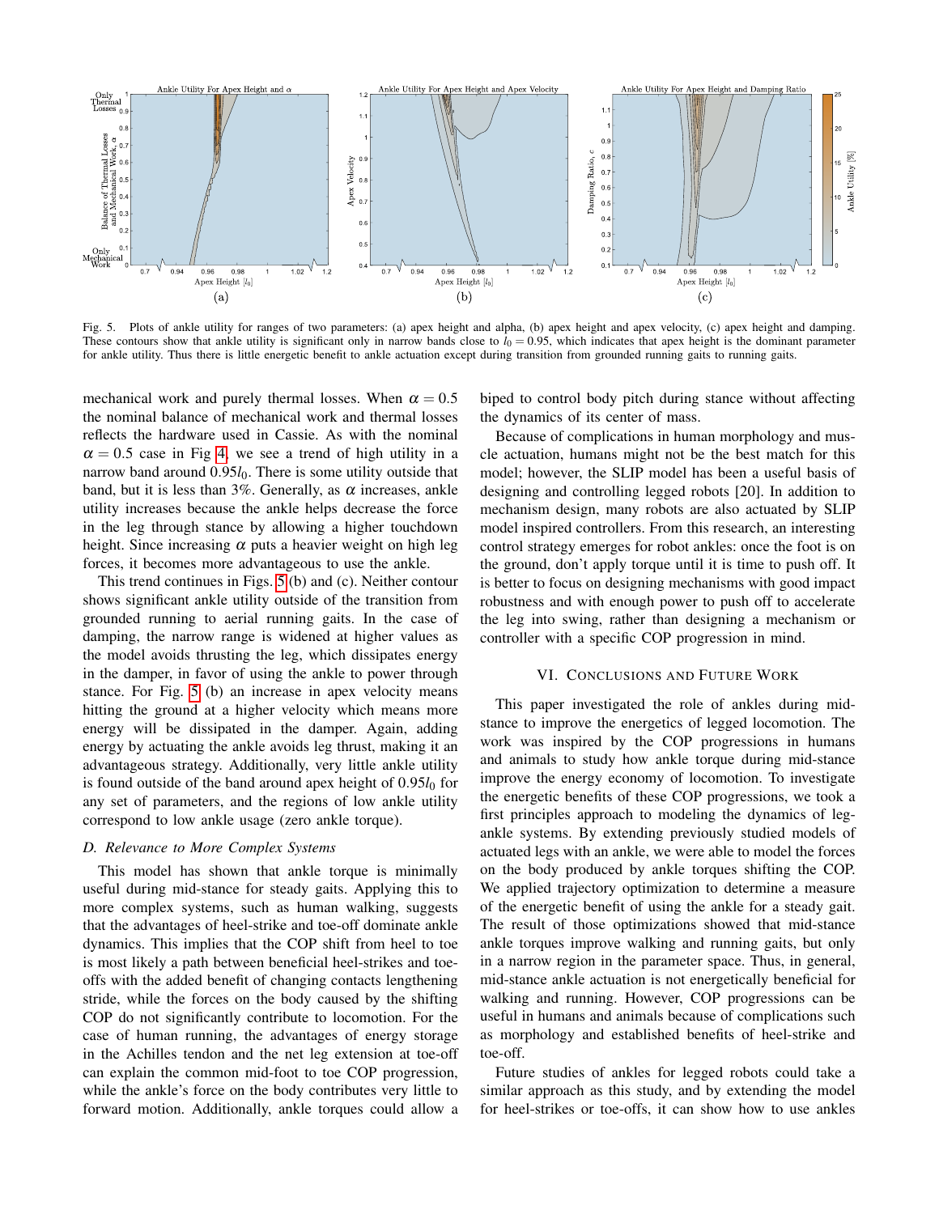Fig. 5. Plots of ankle utility for ranges of two parameters: (a) apex height and alpha, (b) apex height and apex velocity, (c) apex height and damping. These contours show that ankle utility is significant only in narrow bands close to $l_0 = 0.95$, which indicates that apex height is the dominant parameter for ankle utility. Thus there is little energetic benefit to ankle actuation except during transition from grounded running gaits to running gaits.

mechanical work and purely thermal losses. When $\alpha = 0.5$ the nominal balance of mechanical work and thermal losses reflects the hardware used in Cassie. As with the nominal $\alpha = 0.5$ case in Fig 4, we see a trend of high utility in a narrow band around $0.95l_0$. There is some utility outside that band, but it is less than 3%. Generally, as $\alpha$ increases, ankle utility increases because the ankle helps decrease the force in the leg through stance by allowing a higher touchdown height. Since increasing $\alpha$ puts a heavier weight on high leg forces, it becomes more advantageous to use the ankle.

This trend continues in Figs. 5 (b) and (c). Neither contour shows significant ankle utility outside of the transition from grounded running to aerial running gaits. In the case of damping, the narrow range is widened at higher values as the model avoids thrusting the leg, which dissipates energy in the damper, in favor of using the ankle to power through stance. For Fig. 5 (b) an increase in apex velocity means hitting the ground at a higher velocity which means more energy will be dissipated in the damper. Again, adding energy by actuating the ankle avoids leg thrust, making it an advantageous strategy. Additionally, very little ankle utility is found outside of the band around apex height of $0.95l_0$ for any set of parameters, and the regions of low ankle utility correspond to low ankle usage (zero ankle torque).

### D. Relevance to More Complex Systems

This model has shown that ankle torque is minimally useful during mid-stance for steady gaits. Applying this to more complex systems, such as human walking, suggests that the advantages of heel-strike and toe-off dominate ankle dynamics. This implies that the COP shift from heel to toe is most likely a path between beneficial heel-strikes and toe-offs with the added benefit of changing contacts lengthening stride, while the forces on the body caused by the shifting COP do not significantly contribute to locomotion. For the case of human running, the advantages of energy storage in the Achilles tendon and the net leg extension at toe-off can explain the common mid-foot to toe COP progression, while the ankle's force on the body contributes very little to forward motion. Additionally, ankle torques could allow a biped to control body pitch during stance without affecting the dynamics of its center of mass.

Because of complications in human morphology and muscle actuation, humans might not be the best match for this model; however, the SLIP model has been a useful basis of designing and controlling legged robots [20]. In addition to mechanism design, many robots are also actuated by SLIP model inspired controllers. From this research, an interesting control strategy emerges for robot ankles: once the foot is on the ground, don't apply torque until it is time to push off. It is better to focus on designing mechanisms with good impact robustness and with enough power to push off to accelerate the leg into swing, rather than designing a mechanism or controller with a specific COP progression in mind.

## VI. Conclusions and Future Work

This paper investigated the role of ankles during mid-stance to improve the energetics of legged locomotion. The work was inspired by the COP progressions in humans and animals to study how ankle torque during mid-stance improve the energy economy of locomotion. To investigate the energetic benefits of these COP progressions, we took a first principles approach to modeling the dynamics of leg-ankle systems. By extending previously studied models of actuated legs with an ankle, we were able to model the forces on the body produced by ankle torques shifting the COP. We applied trajectory optimization to determine a measure of the energetic benefit of using the ankle for a steady gait. The result of those optimizations showed that mid-stance ankle torques improve walking and running gaits, but only in a narrow region in the parameter space. Thus, in general, mid-stance ankle actuation is not energetically beneficial for walking and running. However, COP progressions can be useful in humans and animals because of complications such as morphology and established benefits of heel-strike and toe-off.

Future studies of ankles for legged robots could take a similar approach as this study, and by extending the model for heel-strikes or toe-offs, it can show how to use ankles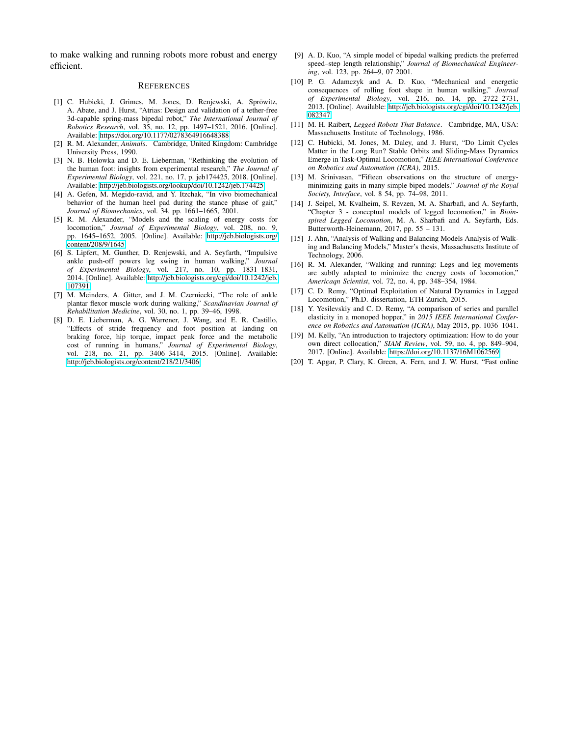to make walking and running robots more robust and energy efficient.

## References

[1] C. Hubicki, J. Grimes, M. Jones, D. Renjewski, A. Spröwitz, A. Abate, and J. Hurst, "Atrias: Design and validation of a tether-free 3d-capable spring-mass bipedal robot," *The International Journal of Robotics Research*, vol. 35, no. 12, pp. 1497–1521, 2016. [Online]. Available: https://doi.org/10.1177/0278364916648388

[2] R. M. Alexander, *Animals*. Cambridge, United Kingdom: Cambridge University Press, 1990.

[3] N. B. Holowka and D. E. Lieberman, "Rethinking the evolution of the human foot: insights from experimental research," *The Journal of Experimental Biology*, vol. 221, no. 17, p. jeb174425, 2018. [Online]. Available: http://jeb.biologists.org/lookup/doi/10.1242/jeb.174425

[4] A. Gefen, M. Megido-ravid, and Y. Itzchak, "In vivo biomechanical behavior of the human heel pad during the stance phase of gait," *Journal of Biomechanics*, vol. 34, pp. 1661–1665, 2001.

[5] R. M. Alexander, "Models and the scaling of energy costs for locomotion," *Journal of Experimental Biology*, vol. 208, no. 9, pp. 1645–1652, 2005. [Online]. Available: http://jeb.biologists.org/content/208/9/1645

[6] S. Lipfert, M. Gunther, D. Renjewski, and A. Seyfarth, "Impulsive ankle push-off powers leg swing in human walking," *Journal of Experimental Biology*, vol. 217, no. 10, pp. 1831–1831, 2014. [Online]. Available: http://jeb.biologists.org/cgi/doi/10.1242/jeb.107391

[7] M. Meinders, A. Gitter, and J. M. Czerniecki, "The role of ankle plantar flexor muscle work during walking," *Scandinavian Journal of Rehabilitation Medicine*, vol. 30, no. 1, pp. 39–46, 1998.

[8] D. E. Lieberman, A. G. Warrener, J. Wang, and E. R. Castillo, "Effects of stride frequency and foot position at landing on braking force, hip torque, impact peak force and the metabolic cost of running in humans," *Journal of Experimental Biology*, vol. 218, no. 21, pp. 3406–3414, 2015. [Online]. Available: http://jeb.biologists.org/content/218/21/3406

[9] A. D. Kuo, "A simple model of bipedal walking predicts the preferred speed–step length relationship," *Journal of Biomechanical Engineering*, vol. 123, pp. 264–9, 07 2001.

[10] P. G. Adamczyk and A. D. Kuo, "Mechanical and energetic consequences of rolling foot shape in human walking," *Journal of Experimental Biology*, vol. 216, no. 14, pp. 2722–2731, 2013. [Online]. Available: http://jeb.biologists.org/cgi/doi/10.1242/jeb.082347

[11] M. H. Raibert, *Legged Robots That Balance*. Cambridge, MA, USA: Massachusetts Institute of Technology, 1986.

[12] C. Hubicki, M. Jones, M. Daley, and J. Hurst, "Do Limit Cycles Matter in the Long Run? Stable Orbits and Sliding-Mass Dynamics Emerge in Task-Optimal Locomotion," *IEEE International Conference on Robotics and Automation (ICRA)*, 2015.

[13] M. Srinivasan, "Fifteen observations on the structure of energy-minimizing gaits in many simple biped models." *Journal of the Royal Society, Interface*, vol. 8 54, pp. 74–98, 2011.

[14] J. Seipel, M. Kvalheim, S. Revzen, M. A. Sharbafi, and A. Seyfarth, "Chapter 3 - conceptual models of legged locomotion," in *Bioinspired Legged Locomotion*, M. A. Sharbafi and A. Seyfarth, Eds. Butterworth-Heinemann, 2017, pp. 55 – 131.

[15] J. Ahn, "Analysis of Walking and Balancing Models Analysis of Walking and Balancing Models," Master's thesis, Massachusetts Institute of Technology, 2006.

[16] R. M. Alexander, "Walking and running: Legs and leg movements are subtly adapted to minimize the energy costs of locomotion," *Americaqn Scientist*, vol. 72, no. 4, pp. 348–354, 1984.

[17] C. D. Remy, "Optimal Exploitation of Natural Dynamics in Legged Locomotion," Ph.D. dissertation, ETH Zurich, 2015.

[18] Y. Yesilevskiy and C. D. Remy, "A comparison of series and parallel elasticity in a monoped hopper," in *2015 IEEE International Conference on Robotics and Automation (ICRA)*, May 2015, pp. 1036–1041.

[19] M. Kelly, "An introduction to trajectory optimization: How to do your own direct collocation," *SIAM Review*, vol. 59, no. 4, pp. 849–904, 2017. [Online]. Available: https://doi.org/10.1137/16M1062569

[20] T. Apgar, P. Clary, K. Green, A. Fern, and J. W. Hurst, "Fast online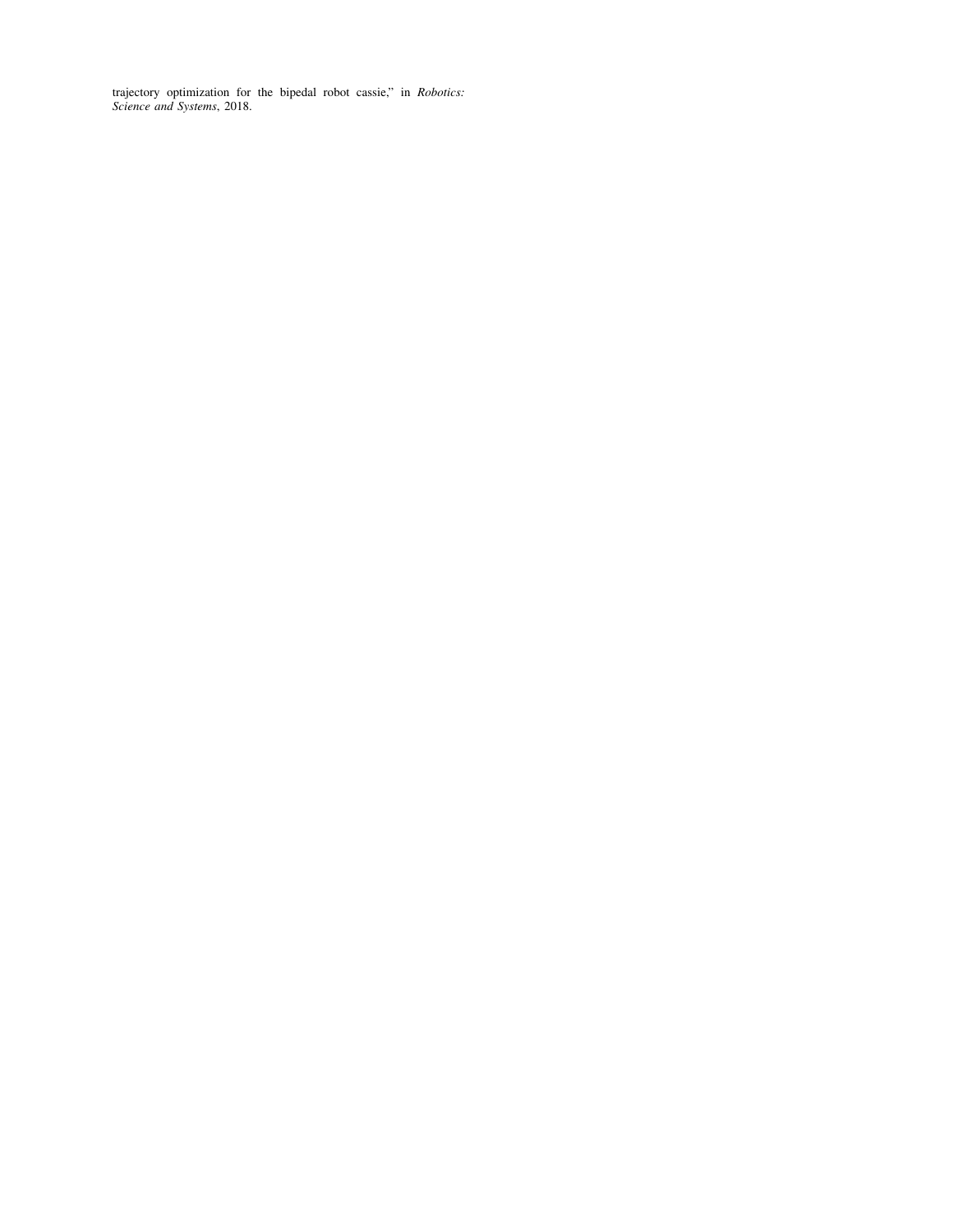trajectory optimization for the bipedal robot cassie," in *Robotics: Science and Systems*, 2018.